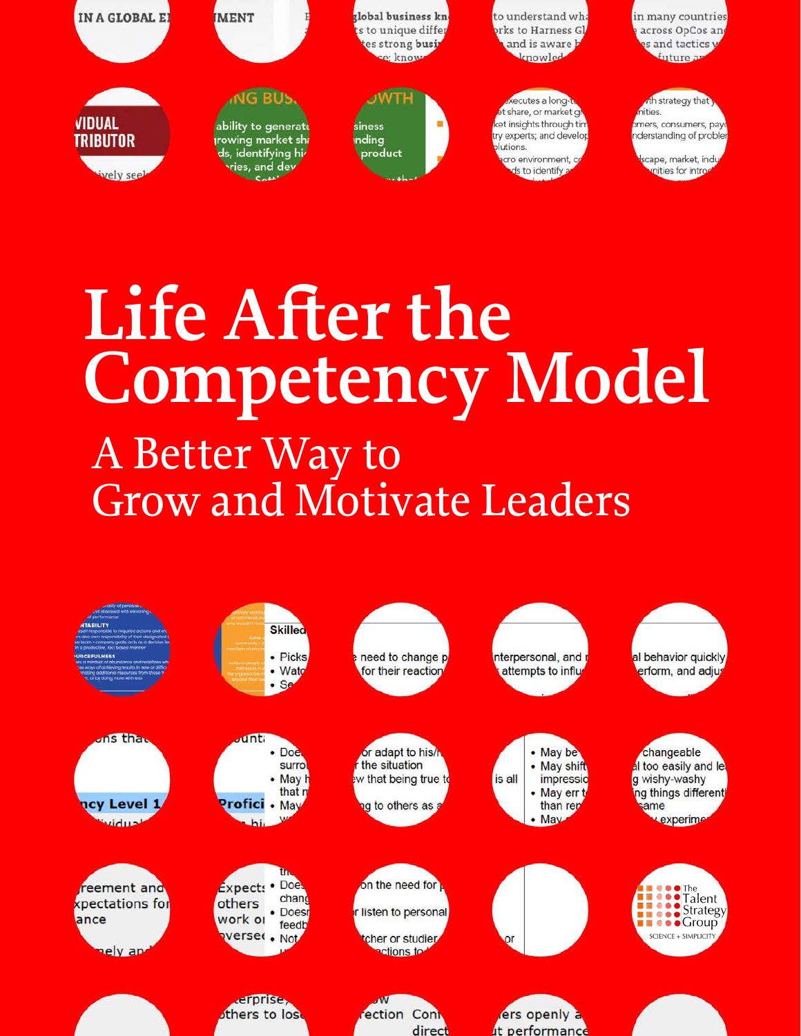# Life After the Competency Model

## A Better Way to Grow and Motivate Leaders

The Talent Strategy Group

SCIENCE + SIMPLICITY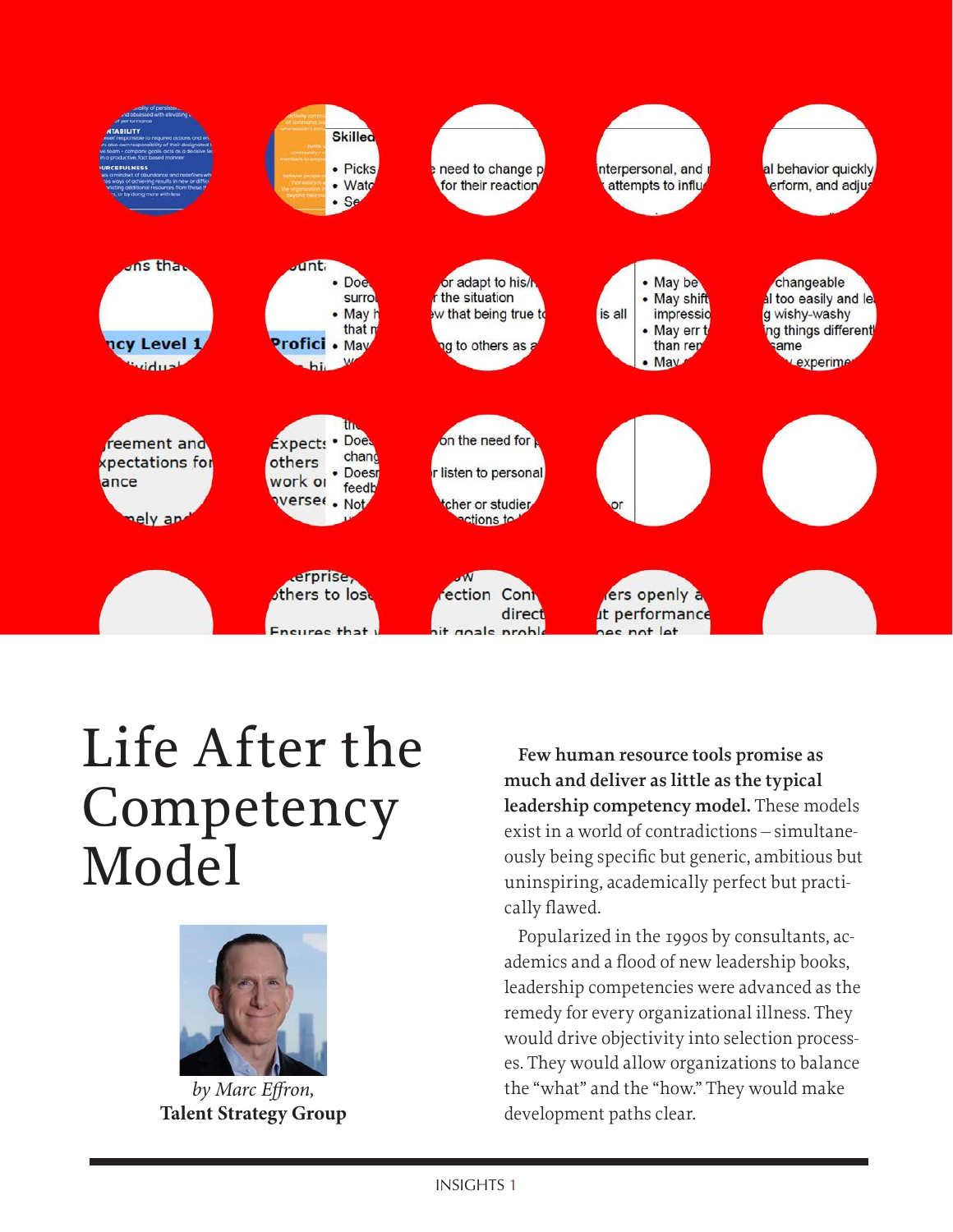# Life After the Competency Model

*by Marc Effron,*
**Talent Strategy Group**

**Few human resource tools promise as much and deliver as little as the typical leadership competency model.** These models exist in a world of contradictions – simultaneously being specific but generic, ambitious but uninspiring, academically perfect but practically flawed.

Popularized in the 1990s by consultants, academics and a flood of new leadership books, leadership competencies were advanced as the remedy for every organizational illness. They would drive objectivity into selection processes. They would allow organizations to balance the "what" and the "how." They would make development paths clear.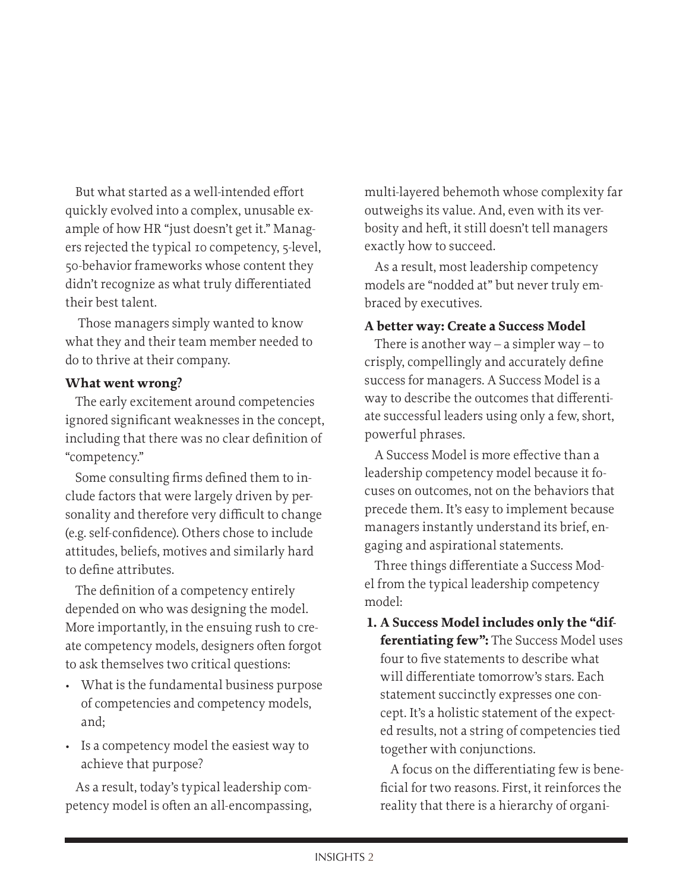But what started as a well-intended effort quickly evolved into a complex, unusable example of how HR "just doesn't get it." Managers rejected the typical 10 competency, 5-level, 50-behavior frameworks whose content they didn't recognize as what truly differentiated their best talent.

Those managers simply wanted to know what they and their team member needed to do to thrive at their company.

**What went wrong?**

The early excitement around competencies ignored significant weaknesses in the concept, including that there was no clear definition of "competency."

Some consulting firms defined them to include factors that were largely driven by personality and therefore very difficult to change (e.g. self-confidence). Others chose to include attitudes, beliefs, motives and similarly hard to define attributes.

The definition of a competency entirely depended on who was designing the model. More importantly, in the ensuing rush to create competency models, designers often forgot to ask themselves two critical questions:

- What is the fundamental business purpose of competencies and competency models, and;
- Is a competency model the easiest way to achieve that purpose?

As a result, today's typical leadership competency model is often an all-encompassing, multi-layered behemoth whose complexity far outweighs its value. And, even with its verbosity and heft, it still doesn't tell managers exactly how to succeed.

As a result, most leadership competency models are "nodded at" but never truly embraced by executives.

**A better way: Create a Success Model**

There is another way – a simpler way – to crisply, compellingly and accurately define success for managers. A Success Model is a way to describe the outcomes that differentiate successful leaders using only a few, short, powerful phrases.

A Success Model is more effective than a leadership competency model because it focuses on outcomes, not on the behaviors that precede them. It's easy to implement because managers instantly understand its brief, engaging and aspirational statements.

Three things differentiate a Success Model from the typical leadership competency model:

1. **A Success Model includes only the "differentiating few":** The Success Model uses four to five statements to describe what will differentiate tomorrow's stars. Each statement succinctly expresses one concept. It's a holistic statement of the expected results, not a string of competencies tied together with conjunctions.

   A focus on the differentiating few is beneficial for two reasons. First, it reinforces the reality that there is a hierarchy of organi-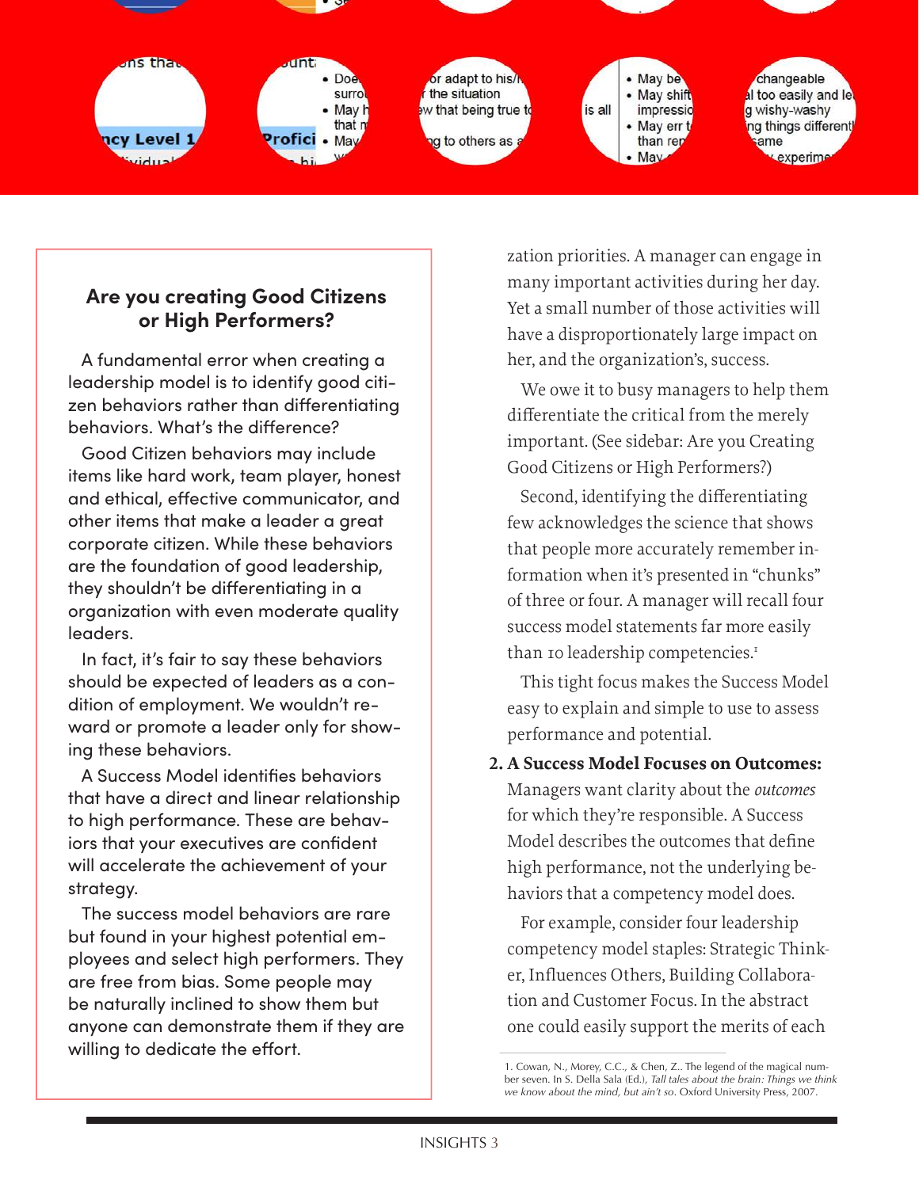### Are you creating Good Citizens or High Performers?

A fundamental error when creating a leadership model is to identify good citizen behaviors rather than differentiating behaviors. What's the difference?

Good Citizen behaviors may include items like hard work, team player, honest and ethical, effective communicator, and other items that make a leader a great corporate citizen. While these behaviors are the foundation of good leadership, they shouldn't be differentiating in a organization with even moderate quality leaders.

In fact, it's fair to say these behaviors should be expected of leaders as a condition of employment. We wouldn't reward or promote a leader only for showing these behaviors.

A Success Model identifies behaviors that have a direct and linear relationship to high performance. These are behaviors that your executives are confident will accelerate the achievement of your strategy.

The success model behaviors are rare but found in your highest potential employees and select high performers. They are free from bias. Some people may be naturally inclined to show them but anyone can demonstrate them if they are willing to dedicate the effort.

zation priorities. A manager can engage in many important activities during her day. Yet a small number of those activities will have a disproportionately large impact on her, and the organization's, success.

We owe it to busy managers to help them differentiate the critical from the merely important. (See sidebar: Are you Creating Good Citizens or High Performers?)

Second, identifying the differentiating few acknowledges the science that shows that people more accurately remember information when it's presented in "chunks" of three or four. A manager will recall four success model statements far more easily than 10 leadership competencies.[1]

This tight focus makes the Success Model easy to explain and simple to use to assess performance and potential.

**2. A Success Model Focuses on Outcomes:** Managers want clarity about the *outcomes* for which they're responsible. A Success Model describes the outcomes that define high performance, not the underlying behaviors that a competency model does.

For example, consider four leadership competency model staples: Strategic Thinker, Influences Others, Building Collaboration and Customer Focus. In the abstract one could easily support the merits of each

1. Cowan, N., Morey, C.C., & Chen, Z.. The legend of the magical number seven. In S. Della Sala (Ed.), *Tall tales about the brain: Things we think we know about the mind, but ain't so*. Oxford University Press, 2007.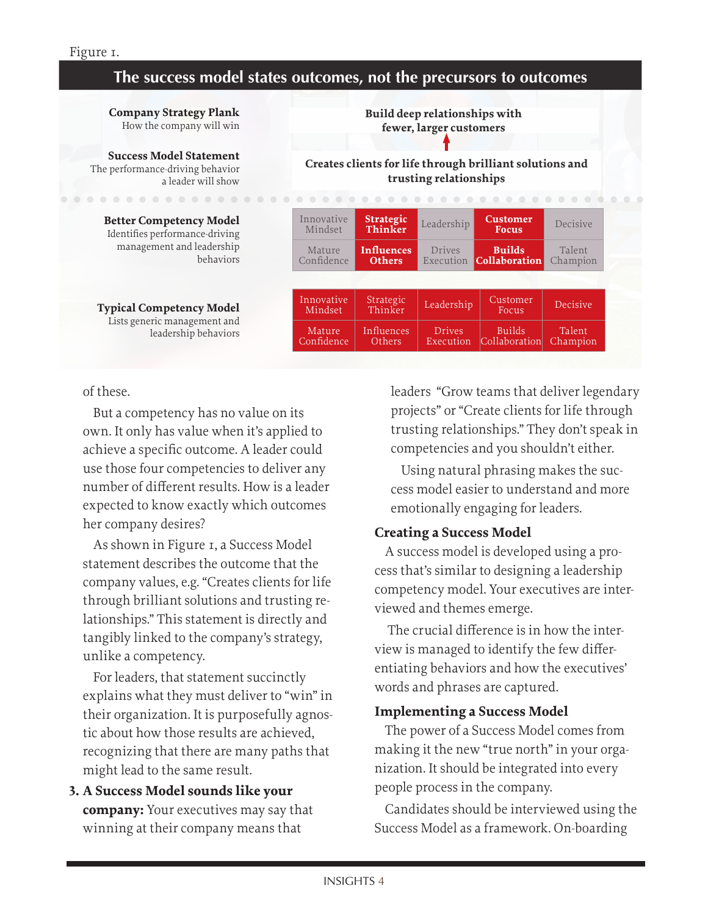Figure 1.

**The success model states outcomes, not the precursors to outcomes**

| | |
|---|---|
| **Company Strategy Plank** How the company will win | **Build deep relationships with fewer, larger customers** |
| **Success Model Statement** The performance-driving behavior a leader will show | **Creates clients for life through brilliant solutions and trusting relationships** |

**Better Competency Model** Identifies performance-driving management and leadership behaviors

| Innovative Mindset | **Strategic Thinker** | Leadership | **Customer Focus** | Decisive |
|---|---|---|---|---|
| Mature Confidence | **Influences Others** | Drives Execution | **Builds Collaboration** | Talent Champion |

**Typical Competency Model** Lists generic management and leadership behaviors

| Innovative Mindset | Strategic Thinker | Leadership | Customer Focus | Decisive |
|---|---|---|---|---|
| Mature Confidence | Influences Others | Drives Execution | Builds Collaboration | Talent Champion |

of these.

But a competency has no value on its own. It only has value when it's applied to achieve a specific outcome. A leader could use those four competencies to deliver any number of different results. How is a leader expected to know exactly which outcomes her company desires?

As shown in Figure 1, a Success Model statement describes the outcome that the company values, e.g. "Creates clients for life through brilliant solutions and trusting relationships." This statement is directly and tangibly linked to the company's strategy, unlike a competency.

For leaders, that statement succinctly explains what they must deliver to "win" in their organization. It is purposefully agnostic about how those results are achieved, recognizing that there are many paths that might lead to the same result.

3. **A Success Model sounds like your company:** Your executives may say that winning at their company means that leaders "Grow teams that deliver legendary projects" or "Create clients for life through trusting relationships." They don't speak in competencies and you shouldn't either.

Using natural phrasing makes the success model easier to understand and more emotionally engaging for leaders.

### Creating a Success Model

A success model is developed using a process that's similar to designing a leadership competency model. Your executives are interviewed and themes emerge.

The crucial difference is in how the interview is managed to identify the few differentiating behaviors and how the executives' words and phrases are captured.

### Implementing a Success Model

The power of a Success Model comes from making it the new "true north" in your organization. It should be integrated into every people process in the company.

Candidates should be interviewed using the Success Model as a framework. On-boarding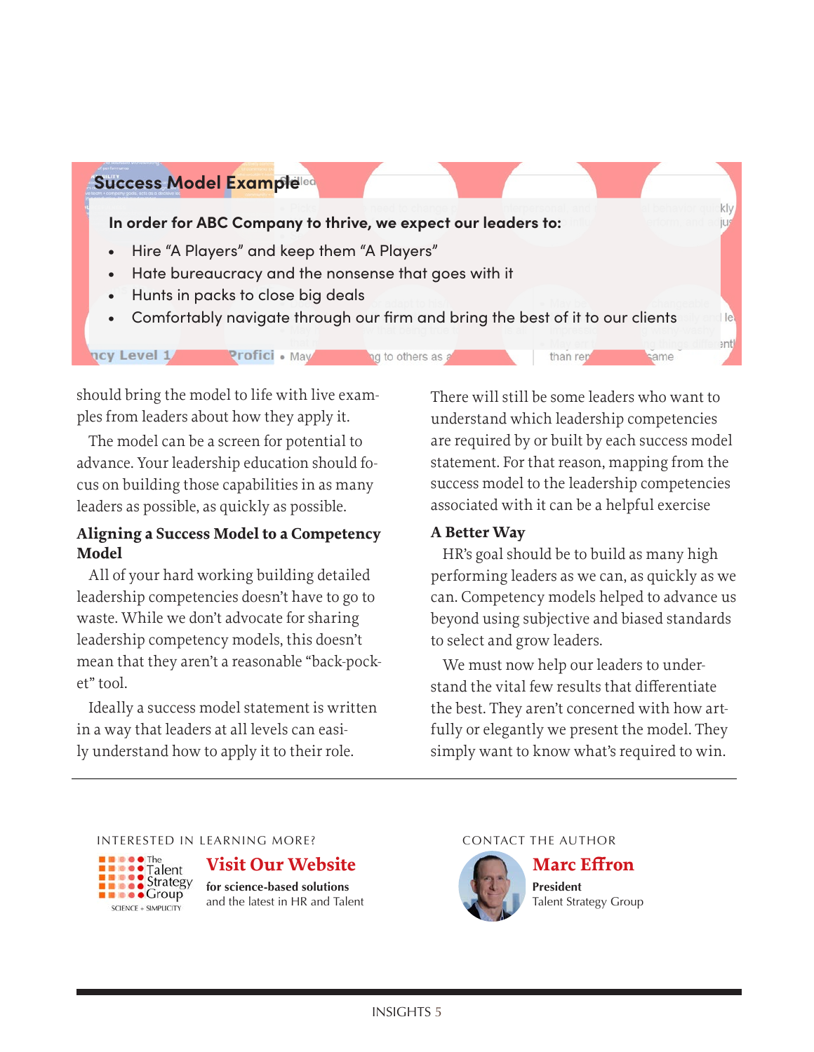## Success Model Example

**In order for ABC Company to thrive, we expect our leaders to:**

- Hire "A Players" and keep them "A Players"
- Hate bureaucracy and the nonsense that goes with it
- Hunts in packs to close big deals
- Comfortably navigate through our firm and bring the best of it to our clients

should bring the model to life with live examples from leaders about how they apply it.

The model can be a screen for potential to advance. Your leadership education should focus on building those capabilities in as many leaders as possible, as quickly as possible.

**Aligning a Success Model to a Competency Model**

All of your hard working building detailed leadership competencies doesn't have to go to waste. While we don't advocate for sharing leadership competency models, this doesn't mean that they aren't a reasonable "back-pocket" tool.

Ideally a success model statement is written in a way that leaders at all levels can easily understand how to apply it to their role.

There will still be some leaders who want to understand which leadership competencies are required by or built by each success model statement. For that reason, mapping from the success model to the leadership competencies associated with it can be a helpful exercise

**A Better Way**

HR's goal should be to build as many high performing leaders as we can, as quickly as we can. Competency models helped to advance us beyond using subjective and biased standards to select and grow leaders.

We must now help our leaders to understand the vital few results that differentiate the best. They aren't concerned with how artfully or elegantly we present the model. They simply want to know what's required to win.

INTERESTED IN LEARNING MORE?

The Talent Strategy Group
SCIENCE + SIMPLICITY

**Visit Our Website**

**for science-based solutions**
and the latest in HR and Talent

CONTACT THE AUTHOR

**Marc Effron**

**President**
Talent Strategy Group